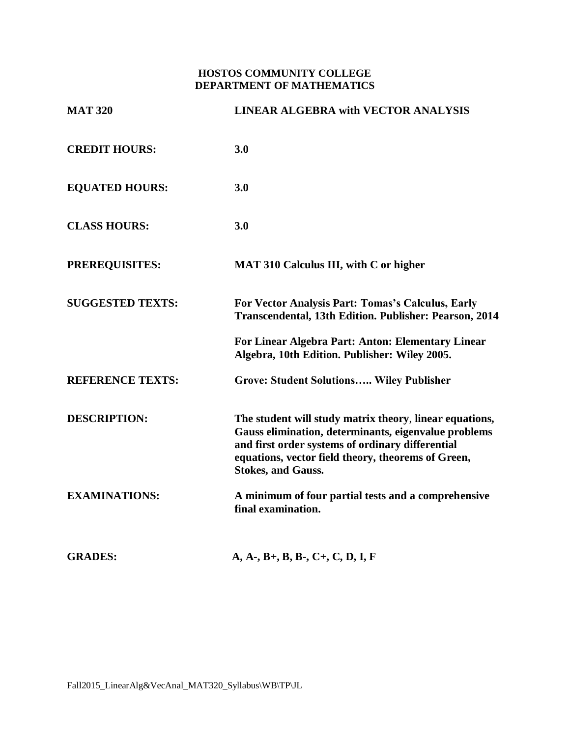# HOSTOS COMMUNITY COLLEGE
## DEPARTMENT OF MATHEMATICS

| | |
|---|---|
| **MAT 320** | **LINEAR ALGEBRA with VECTOR ANALYSIS** |
| **CREDIT HOURS:** | **3.0** |
| **EQUATED HOURS:** | **3.0** |
| **CLASS HOURS:** | **3.0** |
| **PREREQUISITES:** | **MAT 310 Calculus III, with C or higher** |
| **SUGGESTED TEXTS:** | **For Vector Analysis Part: Tomas's Calculus, Early Transcendental, 13th Edition. Publisher: Pearson, 2014**<br><br>**For Linear Algebra Part: Anton: Elementary Linear Algebra, 10th Edition. Publisher: Wiley 2005.** |
| **REFERENCE TEXTS:** | **Grove: Student Solutions….. Wiley Publisher** |
| **DESCRIPTION:** | **The student will study matrix theory**, **linear equations, Gauss elimination, determinants, eigenvalue problems and first order systems of ordinary differential equations, vector field theory, theorems of Green, Stokes, and Gauss.** |
| **EXAMINATIONS:** | **A minimum of four partial tests and a comprehensive final examination.** |
| **GRADES:** | **A, A-, B+, B, B-, C+, C, D, I, F** |

Fall2015_LinearAlg&VecAnal_MAT320_Syllabus\WB\TP\JL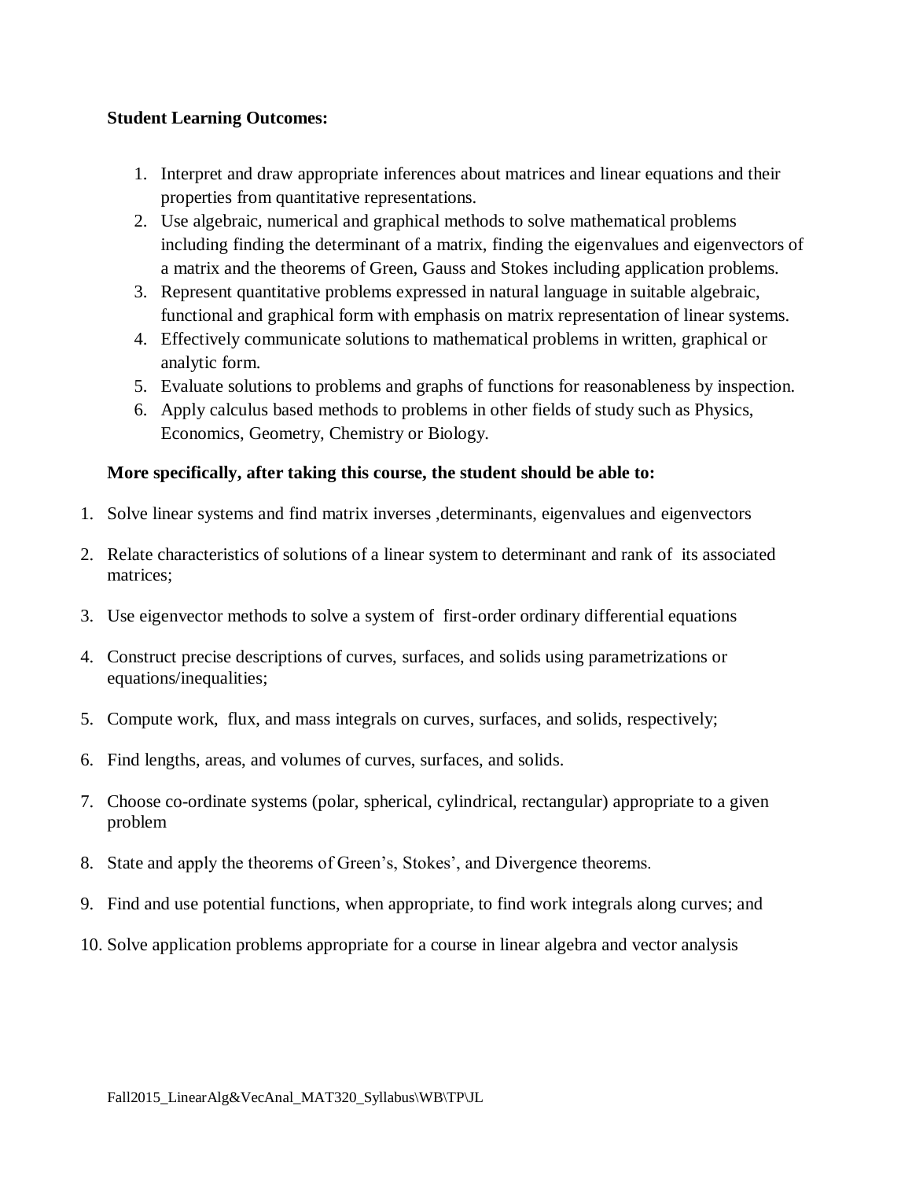**Student Learning Outcomes:**

1. Interpret and draw appropriate inferences about matrices and linear equations and their properties from quantitative representations.
2. Use algebraic, numerical and graphical methods to solve mathematical problems including finding the determinant of a matrix, finding the eigenvalues and eigenvectors of a matrix and the theorems of Green, Gauss and Stokes including application problems.
3. Represent quantitative problems expressed in natural language in suitable algebraic, functional and graphical form with emphasis on matrix representation of linear systems.
4. Effectively communicate solutions to mathematical problems in written, graphical or analytic form.
5. Evaluate solutions to problems and graphs of functions for reasonableness by inspection.
6. Apply calculus based methods to problems in other fields of study such as Physics, Economics, Geometry, Chemistry or Biology.

**More specifically, after taking this course, the student should be able to:**

1. Solve linear systems and find matrix inverses ,determinants, eigenvalues and eigenvectors
2. Relate characteristics of solutions of a linear system to determinant and rank of its associated matrices;
3. Use eigenvector methods to solve a system of first-order ordinary differential equations
4. Construct precise descriptions of curves, surfaces, and solids using parametrizations or equations/inequalities;
5. Compute work, flux, and mass integrals on curves, surfaces, and solids, respectively;
6. Find lengths, areas, and volumes of curves, surfaces, and solids.
7. Choose co-ordinate systems (polar, spherical, cylindrical, rectangular) appropriate to a given problem
8. State and apply the theorems of Green's, Stokes', and Divergence theorems.
9. Find and use potential functions, when appropriate, to find work integrals along curves; and
10. Solve application problems appropriate for a course in linear algebra and vector analysis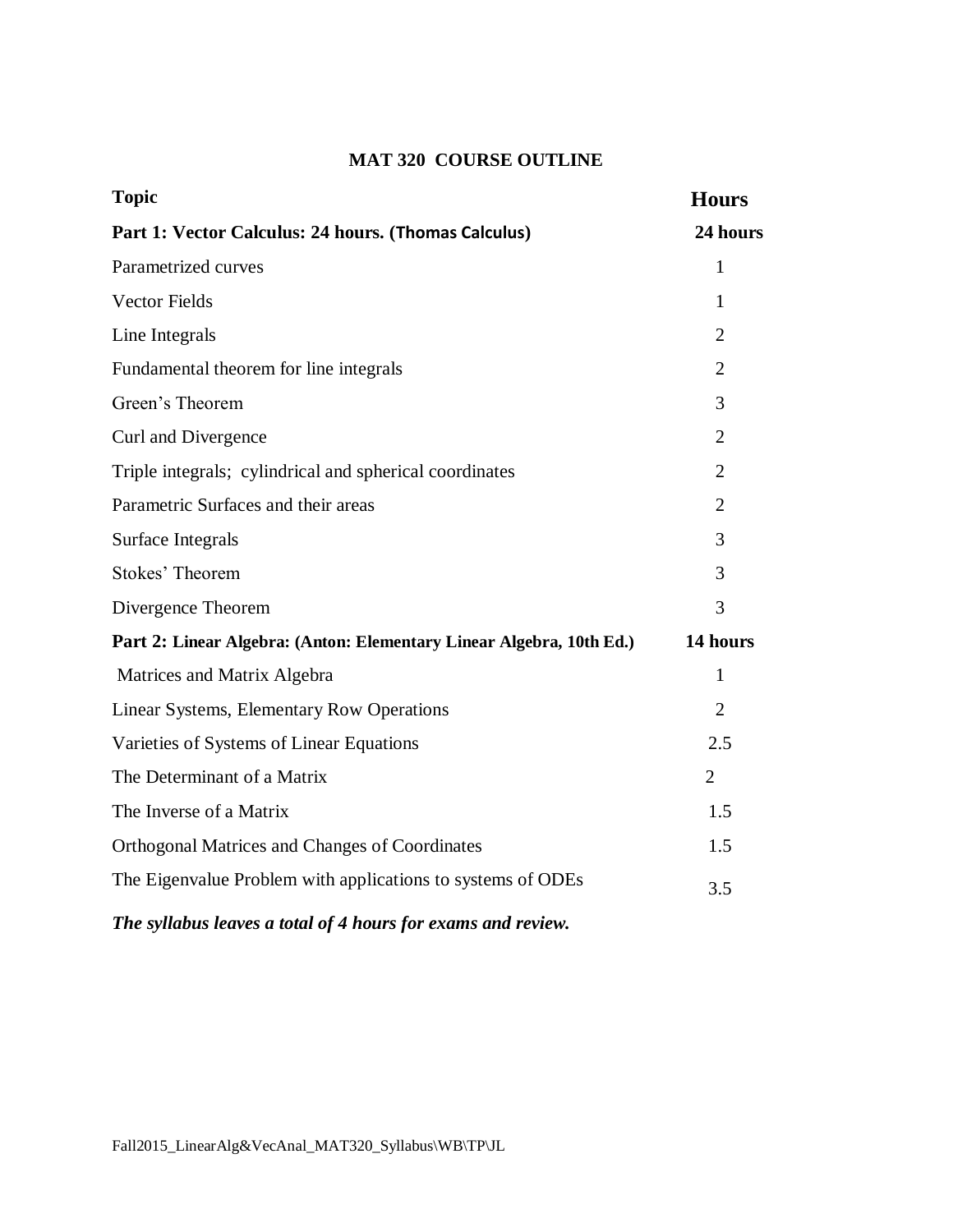# MAT 320 COURSE OUTLINE

| **Topic** | **Hours** |
| --- | --- |
| **Part 1: Vector Calculus: 24 hours. (Thomas Calculus)** | **24 hours** |
| Parametrized curves | 1 |
| Vector Fields | 1 |
| Line Integrals | 2 |
| Fundamental theorem for line integrals | 2 |
| Green's Theorem | 3 |
| Curl and Divergence | 2 |
| Triple integrals; cylindrical and spherical coordinates | 2 |
| Parametric Surfaces and their areas | 2 |
| Surface Integrals | 3 |
| Stokes' Theorem | 3 |
| Divergence Theorem | 3 |
| **Part 2: Linear Algebra: (Anton: Elementary Linear Algebra, 10th Ed.)** | **14 hours** |
| Matrices and Matrix Algebra | 1 |
| Linear Systems, Elementary Row Operations | 2 |
| Varieties of Systems of Linear Equations | 2.5 |
| The Determinant of a Matrix | 2 |
| The Inverse of a Matrix | 1.5 |
| Orthogonal Matrices and Changes of Coordinates | 1.5 |
| The Eigenvalue Problem with applications to systems of ODEs | 3.5 |

***The syllabus leaves a total of 4 hours for exams and review.***